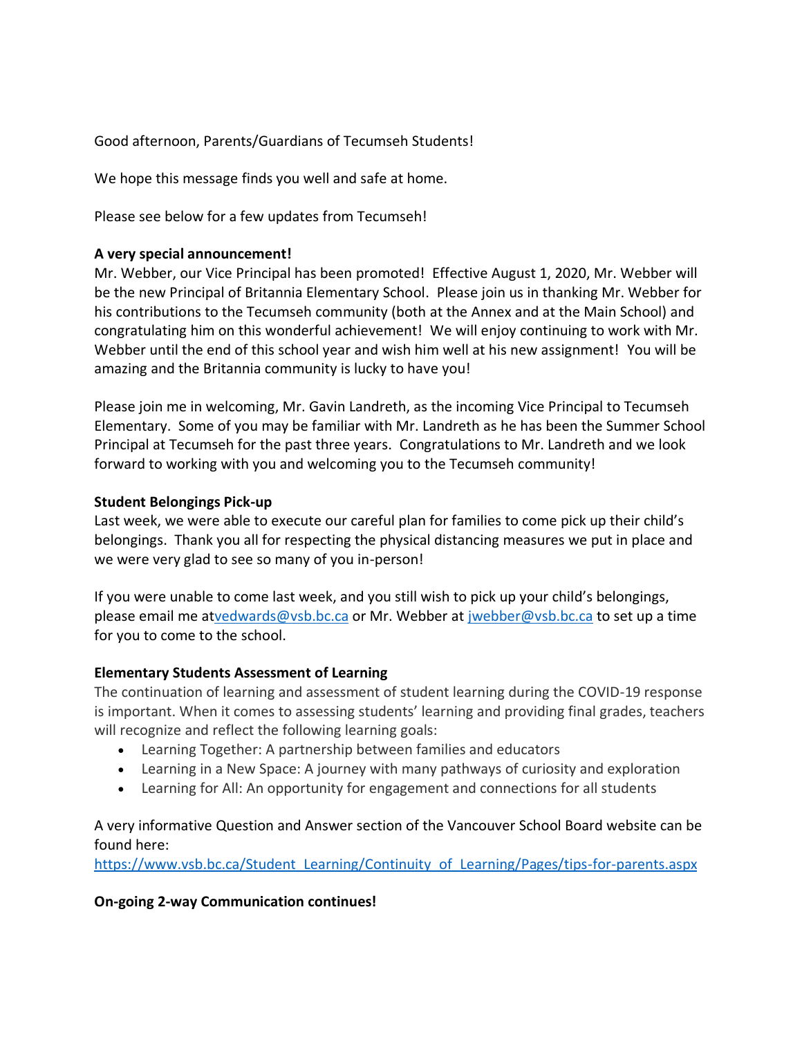Good afternoon, Parents/Guardians of Tecumseh Students!

We hope this message finds you well and safe at home.

Please see below for a few updates from Tecumseh!

**A very special announcement!**
Mr. Webber, our Vice Principal has been promoted! Effective August 1, 2020, Mr. Webber will be the new Principal of Britannia Elementary School. Please join us in thanking Mr. Webber for his contributions to the Tecumseh community (both at the Annex and at the Main School) and congratulating him on this wonderful achievement! We will enjoy continuing to work with Mr. Webber until the end of this school year and wish him well at his new assignment! You will be amazing and the Britannia community is lucky to have you!

Please join me in welcoming, Mr. Gavin Landreth, as the incoming Vice Principal to Tecumseh Elementary. Some of you may be familiar with Mr. Landreth as he has been the Summer School Principal at Tecumseh for the past three years. Congratulations to Mr. Landreth and we look forward to working with you and welcoming you to the Tecumseh community!

**Student Belongings Pick-up**
Last week, we were able to execute our careful plan for families to come pick up their child's belongings. Thank you all for respecting the physical distancing measures we put in place and we were very glad to see so many of you in-person!

If you were unable to come last week, and you still wish to pick up your child's belongings, please email me atvedwards@vsb.bc.ca or Mr. Webber at jwebber@vsb.bc.ca to set up a time for you to come to the school.

**Elementary Students Assessment of Learning**
The continuation of learning and assessment of student learning during the COVID-19 response is important. When it comes to assessing students' learning and providing final grades, teachers will recognize and reflect the following learning goals:

- Learning Together: A partnership between families and educators
- Learning in a New Space: A journey with many pathways of curiosity and exploration
- Learning for All: An opportunity for engagement and connections for all students

A very informative Question and Answer section of the Vancouver School Board website can be found here:
https://www.vsb.bc.ca/Student_Learning/Continuity_of_Learning/Pages/tips-for-parents.aspx

**On-going 2-way Communication continues!**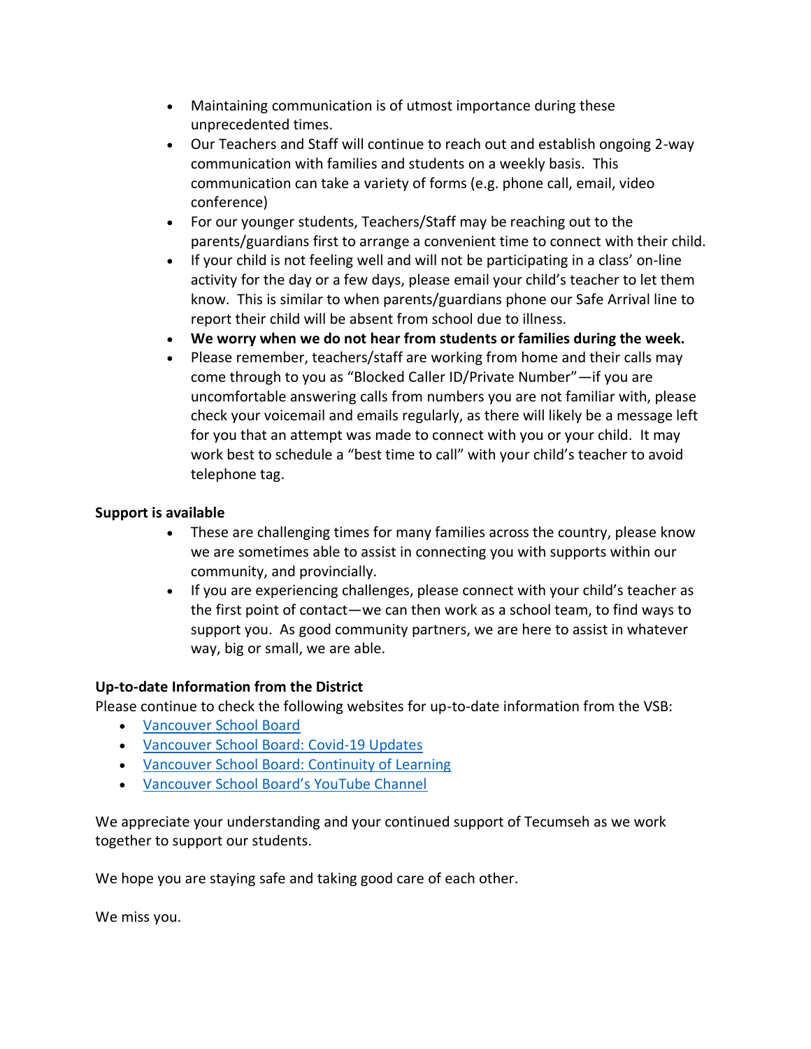- Maintaining communication is of utmost importance during these unprecedented times.
- Our Teachers and Staff will continue to reach out and establish ongoing 2-way communication with families and students on a weekly basis. This communication can take a variety of forms (e.g. phone call, email, video conference)
- For our younger students, Teachers/Staff may be reaching out to the parents/guardians first to arrange a convenient time to connect with their child.
- If your child is not feeling well and will not be participating in a class' on-line activity for the day or a few days, please email your child's teacher to let them know. This is similar to when parents/guardians phone our Safe Arrival line to report their child will be absent from school due to illness.
- **We worry when we do not hear from students or families during the week.**
- Please remember, teachers/staff are working from home and their calls may come through to you as "Blocked Caller ID/Private Number"—if you are uncomfortable answering calls from numbers you are not familiar with, please check your voicemail and emails regularly, as there will likely be a message left for you that an attempt was made to connect with you or your child. It may work best to schedule a "best time to call" with your child's teacher to avoid telephone tag.

**Support is available**

- These are challenging times for many families across the country, please know we are sometimes able to assist in connecting you with supports within our community, and provincially.
- If you are experiencing challenges, please connect with your child's teacher as the first point of contact—we can then work as a school team, to find ways to support you. As good community partners, we are here to assist in whatever way, big or small, we are able.

**Up-to-date Information from the District**

Please continue to check the following websites for up-to-date information from the VSB:

- Vancouver School Board
- Vancouver School Board: Covid-19 Updates
- Vancouver School Board: Continuity of Learning
- Vancouver School Board's YouTube Channel

We appreciate your understanding and your continued support of Tecumseh as we work together to support our students.

We hope you are staying safe and taking good care of each other.

We miss you.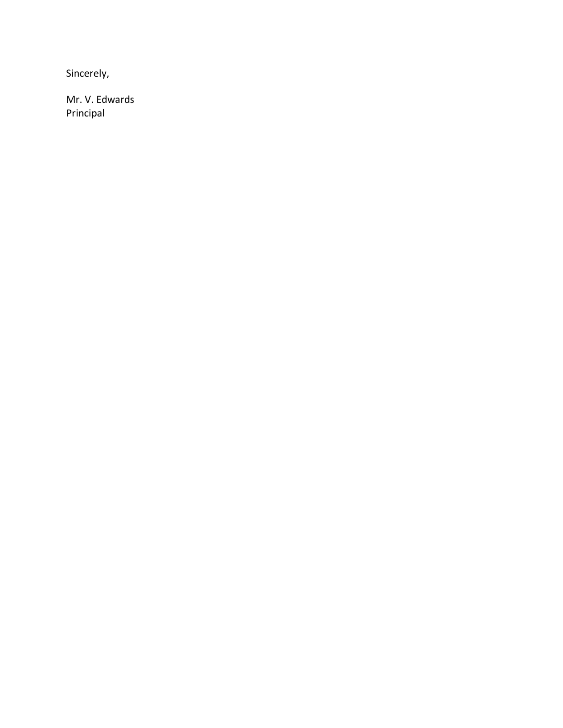Sincerely,

Mr. V. Edwards
Principal